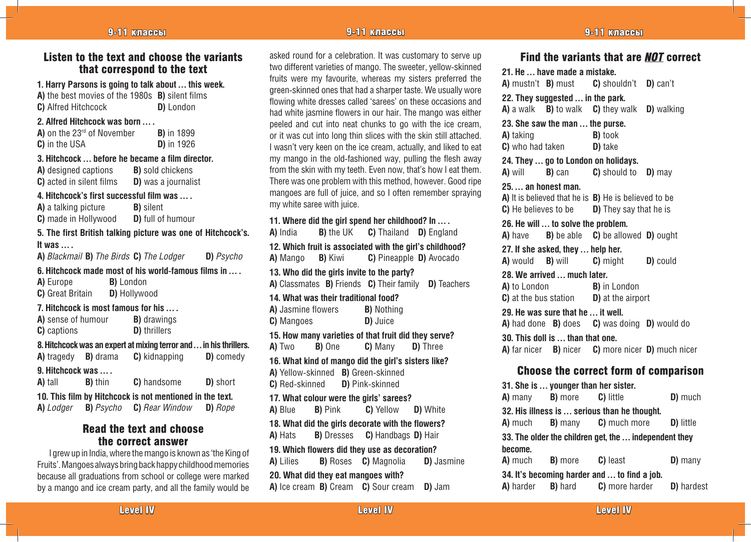## Listen to the text and choose the variants that correspond to the text

**1. Harry Parsons is going to talk about … this week.**
**A)** the best movies of the 1980s **B)** silent films
**C)** Alfred Hitchcock **D)** London

**2. Alfred Hitchcock was born … .**
**A)** on the 23rd of November **B)** in 1899
**C)** in the USA **D)** in 1926

**3. Hitchcock … before he became a film director.**
**A)** designed captions **B)** sold chickens
**C)** acted in silent films **D)** was a journalist

**4. Hitchcock's first successful film was … .**
**A)** a talking picture **B)** silent
**C)** made in Hollywood **D)** full of humour

**5. The first British talking picture was one of Hitchcock's. It was … .**
**A)** *Blackmail* **B)** *The Birds* **C)** *The Lodger* **D)** *Psycho*

**6. Hitchcock made most of his world-famous films in … .**
**A)** Europe **B)** London
**C)** Great Britain **D)** Hollywood

**7. Hitchcock is most famous for his … .**
**A)** sense of humour **B)** drawings
**C)** captions **D)** thrillers

**8. Hitchcock was an expert at mixing terror and … in his thrillers.**
**A)** tragedy **B)** drama **C)** kidnapping **D)** comedy

**9. Hitchcock was … .**
**A)** tall **B)** thin **C)** handsome **D)** short

**10. This film by Hitchcock is not mentioned in the text.**
**A)** *Lodger* **B)** *Psycho* **C)** *Rear Window* **D)** *Rope*

## Read the text and choose the correct answer

I grew up in India, where the mango is known as 'the King of Fruits'. Mangoes always bring back happy childhood memories because all graduations from school or college were marked by a mango and ice cream party, and all the family would be asked round for a celebration. It was customary to serve up two different varieties of mango. The sweeter, yellow-skinned fruits were my favourite, whereas my sisters preferred the green-skinned ones that had a sharper taste. We usually wore flowing white dresses called 'sarees' on these occasions and had white jasmine flowers in our hair. The mango was either peeled and cut into neat chunks to go with the ice cream, or it was cut into long thin slices with the skin still attached. I wasn't very keen on the ice cream, actually, and liked to eat my mango in the old-fashioned way, pulling the flesh away from the skin with my teeth. Even now, that's how I eat them. There was one problem with this method, however. Good ripe mangoes are full of juice, and so I often remember spraying my white saree with juice.

**11. Where did the girl spend her childhood? In … .**
**A)** India **B)** the UK **C)** Thailand **D)** England

**12. Which fruit is associated with the girl's childhood?**
**A)** Mango **B)** Kiwi **C)** Pineapple **D)** Avocado

**13. Who did the girls invite to the party?**
**A)** Classmates **B)** Friends **C)** Their family **D)** Teachers

**14. What was their traditional food?**
**A)** Jasmine flowers **B)** Nothing
**C)** Mangoes **D)** Juice

**15. How many varieties of that fruit did they serve?**
**A)** Two **B)** One **C)** Many **D)** Three

**16. What kind of mango did the girl's sisters like?**
**A)** Yellow-skinned **B)** Green-skinned
**C)** Red-skinned **D)** Pink-skinned

**17. What colour were the girls' sarees?**
**A)** Blue **B)** Pink **C)** Yellow **D)** White

**18. What did the girls decorate with the flowers?**
**A)** Hats **B)** Dresses **C)** Handbags **D)** Hair

**19. Which flowers did they use as decoration?**
**A)** Lilies **B)** Roses **C)** Magnolia **D)** Jasmine

**20. What did they eat mangoes with?**
**A)** Ice cream **B)** Cream **C)** Sour cream **D)** Jam

## Find the variants that are ***NOT*** correct

**21. He … have made a mistake.**
**A)** mustn't **B)** must **C)** shouldn't **D)** can't

**22. They suggested … in the park.**
**A)** a walk **B)** to walk **C)** they walk **D)** walking

**23. She saw the man … the purse.**
**A)** taking **B)** took
**C)** who had taken **D)** take

**24. They … go to London on holidays.**
**A)** will **B)** can **C)** should to **D)** may

**25. … an honest man.**
**A)** It is believed that he is **B)** He is believed to be
**C)** He believes to be **D)** They say that he is

**26. He will … to solve the problem.**
**A)** have **B)** be able **C)** be allowed **D)** ought

**27. If she asked, they … help her.**
**A)** would **B)** will **C)** might **D)** could

**28. We arrived … much later.**
**A)** to London **B)** in London
**C)** at the bus station **D)** at the airport

**29. He was sure that he … it well.**
**A)** had done **B)** does **C)** was doing **D)** would do

**30. This doll is … than that one.**
**A)** far nicer **B)** nicer **C)** more nicer **D)** much nicer

## Choose the correct form of comparison

**31. She is … younger than her sister.**
**A)** many **B)** more **C)** little **D)** much

**32. His illness is … serious than he thought.**
**A)** much **B)** many **C)** much more **D)** little

**33. The older the children get, the … independent they become.**
**A)** much **B)** more **C)** least **D)** many

**34. It's becoming harder and … to find a job.**
**A)** harder **B)** hard **C)** more harder **D)** hardest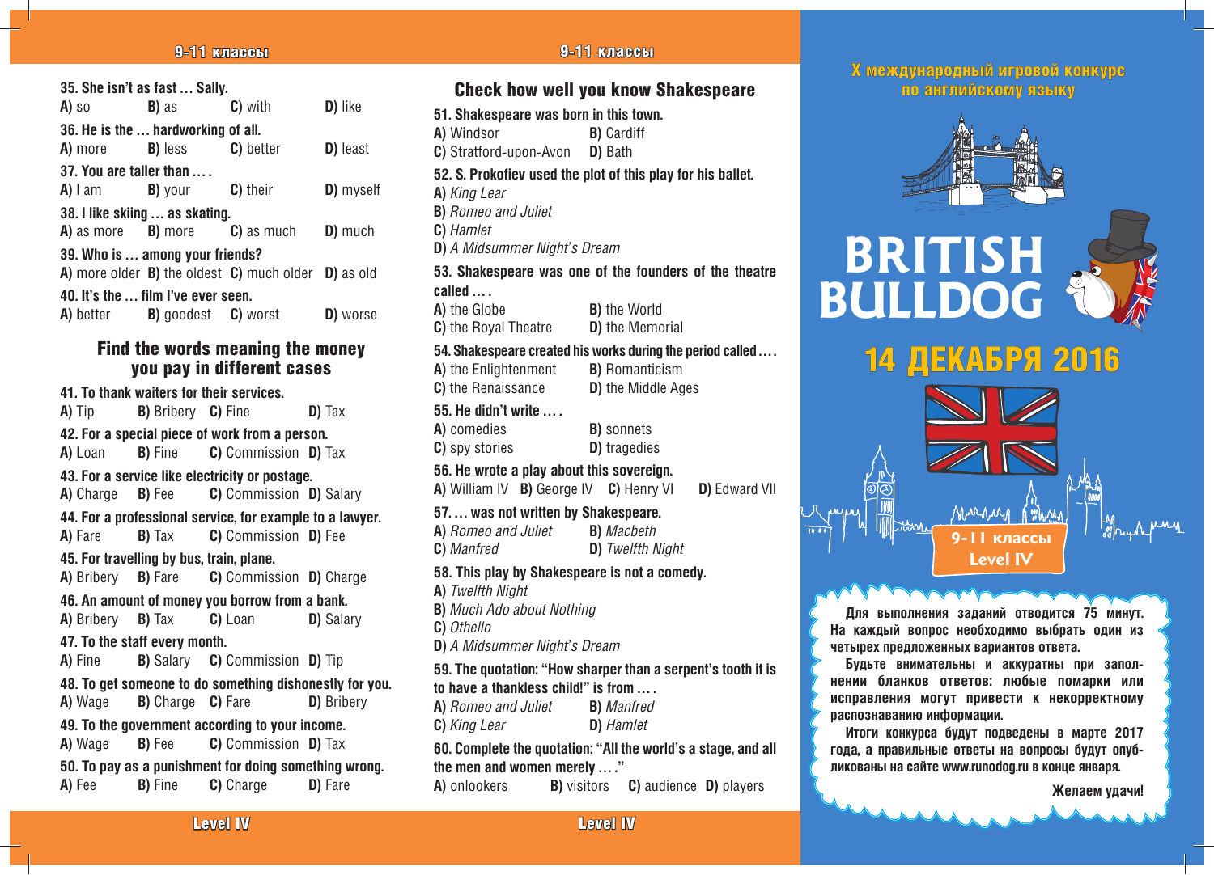35. She isn't as fast … Sally.
A) so B) as C) with D) like

36. He is the … hardworking of all.
A) more B) less C) better D) least

37. You are taller than … .
A) I am B) your C) their D) myself

38. I like skiing … as skating.
A) as more B) more C) as much D) much

39. Who is … among your friends?
A) more older B) the oldest C) much older D) as old

40. It's the … film I've ever seen.
A) better B) goodest C) worst D) worse

## Find the words meaning the money you pay in different cases

41. To thank waiters for their services.
A) Tip B) Bribery C) Fine D) Tax

42. For a special piece of work from a person.
A) Loan B) Fine C) Commission D) Tax

43. For a service like electricity or postage.
A) Charge B) Fee C) Commission D) Salary

44. For a professional service, for example to a lawyer.
A) Fare B) Tax C) Commission D) Fee

45. For travelling by bus, train, plane.
A) Bribery B) Fare C) Commission D) Charge

46. An amount of money you borrow from a bank.
A) Bribery B) Tax C) Loan D) Salary

47. To the staff every month.
A) Fine B) Salary C) Commission D) Tip

48. To get someone to do something dishonestly for you.
A) Wage B) Charge C) Fare D) Bribery

49. To the government according to your income.
A) Wage B) Fee C) Commission D) Tax

50. To pay as a punishment for doing something wrong.
A) Fee B) Fine C) Charge D) Fare

## Check how well you know Shakespeare

51. Shakespeare was born in this town.
A) Windsor B) Cardiff
C) Stratford-upon-Avon D) Bath

52. S. Prokofiev used the plot of this play for his ballet.
A) *King Lear*
B) *Romeo and Juliet*
C) *Hamlet*
D) *A Midsummer Night's Dream*

53. Shakespeare was one of the founders of the theatre called … .
A) the Globe B) the World
C) the Royal Theatre D) the Memorial

54. Shakespeare created his works during the period called … .
A) the Enlightenment B) Romanticism
C) the Renaissance D) the Middle Ages

55. He didn't write … .
A) comedies B) sonnets
C) spy stories D) tragedies

56. He wrote a play about this sovereign.
A) William IV B) George IV C) Henry VI D) Edward VII

57. … was not written by Shakespeare.
A) *Romeo and Juliet* B) *Macbeth*
C) *Manfred* D) *Twelfth Night*

58. This play by Shakespeare is not a comedy.
A) *Twelfth Night*
B) *Much Ado about Nothing*
C) *Othello*
D) *A Midsummer Night's Dream*

59. The quotation: "How sharper than a serpent's tooth it is to have a thankless child!" is from … .
A) *Romeo and Juliet* B) *Manfred*
C) *King Lear* D) *Hamlet*

60. Complete the quotation: "All the world's a stage, and all the men and women merely … ."
A) onlookers B) visitors C) audience D) players

X международный игровой конкурс по английскому языку

# BRITISH BULLDOG

## 14 ДЕКАБРЯ 2016

9-11 классы
Level IV

Для выполнения заданий отводится 75 минут. На каждый вопрос необходимо выбрать один из четырех предложенных вариантов ответа.

Будьте внимательны и аккуратны при заполнении бланков ответов: любые помарки или исправления могут привести к некорректному распознаванию информации.

Итоги конкурса будут подведены в марте 2017 года, а правильные ответы на вопросы будут опубликованы на сайте www.runodog.ru в конце января.

**Желаем удачи!**